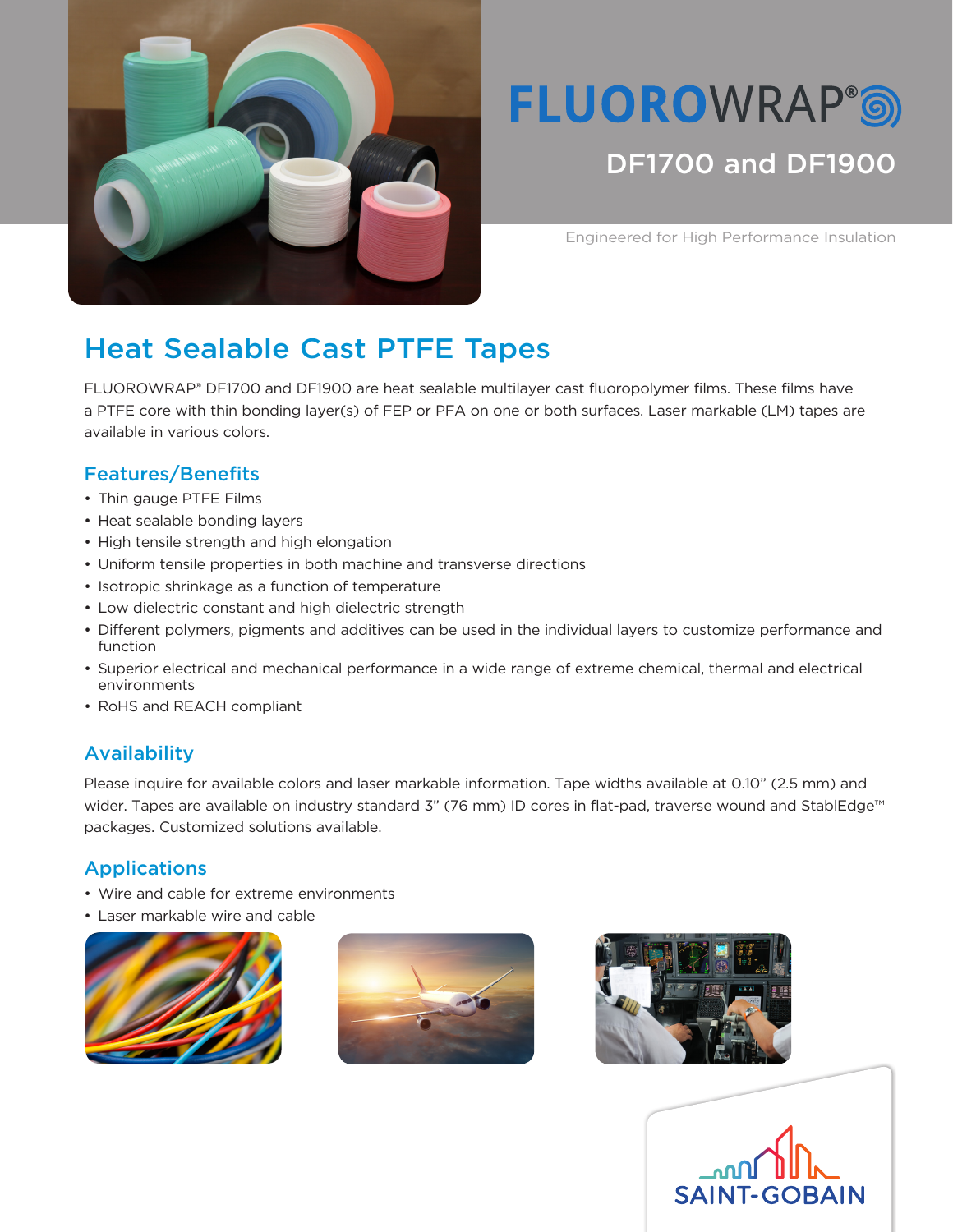# FLUOROWRAP®

## DF1700 and DF1900

Engineered for High Performance Insulation

## Heat Sealable Cast PTFE Tapes

FLUOROWRAP® DF1700 and DF1900 are heat sealable multilayer cast fluoropolymer films. These films have a PTFE core with thin bonding layer(s) of FEP or PFA on one or both surfaces. Laser markable (LM) tapes are available in various colors.

### Features/Benefits

- Thin gauge PTFE Films
- Heat sealable bonding layers
- High tensile strength and high elongation
- Uniform tensile properties in both machine and transverse directions
- Isotropic shrinkage as a function of temperature
- Low dielectric constant and high dielectric strength
- Different polymers, pigments and additives can be used in the individual layers to customize performance and function
- Superior electrical and mechanical performance in a wide range of extreme chemical, thermal and electrical environments
- RoHS and REACH compliant

### Availability

Please inquire for available colors and laser markable information. Tape widths available at 0.10" (2.5 mm) and wider. Tapes are available on industry standard 3" (76 mm) ID cores in flat-pad, traverse wound and StablEdge™ packages. Customized solutions available.

### Applications

- Wire and cable for extreme environments
- Laser markable wire and cable

SAINT-GOBAIN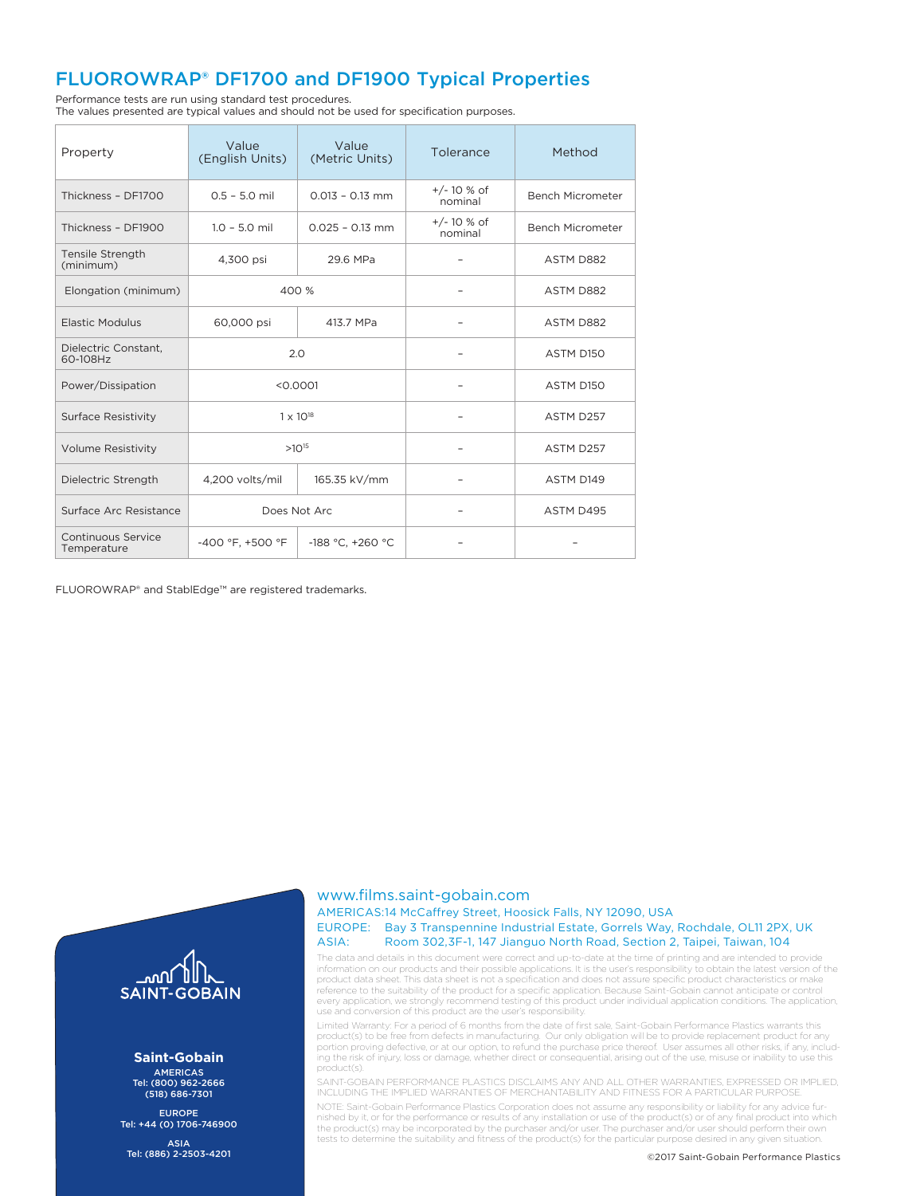## FLUOROWRAP® DF1700 and DF1900 Typical Properties

Performance tests are run using standard test procedures.
The values presented are typical values and should not be used for specification purposes.

| Property | Value (English Units) | Value (Metric Units) | Tolerance | Method |
|---|---|---|---|---|
| Thickness – DF1700 | 0.5 – 5.0 mil | 0.013 – 0.13 mm | +/- 10 % of nominal | Bench Micrometer |
| Thickness – DF1900 | 1.0 – 5.0 mil | 0.025 – 0.13 mm | +/- 10 % of nominal | Bench Micrometer |
| Tensile Strength (minimum) | 4,300 psi | 29.6 MPa | – | ASTM D882 |
| Elongation (minimum) | 400 % | | – | ASTM D882 |
| Elastic Modulus | 60,000 psi | 413.7 MPa | – | ASTM D882 |
| Dielectric Constant, 60-108Hz | 2.0 | | – | ASTM D150 |
| Power/Dissipation | <0.0001 | | – | ASTM D150 |
| Surface Resistivity | $1 \times 10^{18}$ | | – | ASTM D257 |
| Volume Resistivity | $>10^{15}$ | | – | ASTM D257 |
| Dielectric Strength | 4,200 volts/mil | 165.35 kV/mm | – | ASTM D149 |
| Surface Arc Resistance | Does Not Arc | | – | ASTM D495 |
| Continuous Service Temperature | -400 °F, +500 °F | -188 °C, +260 °C | – | – |

FLUOROWRAP® and StablEdge™ are registered trademarks.

**Saint-Gobain**

AMERICAS
Tel: (800) 962-2666
(518) 686-7301

EUROPE
Tel: +44 (0) 1706-746900

ASIA
Tel: (886) 2-2503-4201

www.films.saint-gobain.com

AMERICAS: 14 McCaffrey Street, Hoosick Falls, NY 12090, USA
EUROPE: Bay 3 Transpennine Industrial Estate, Gorrels Way, Rochdale, OL11 2PX, UK
ASIA: Room 302,3F-1, 147 Jianguo North Road, Section 2, Taipei, Taiwan, 104

The data and details in this document were correct and up-to-date at the time of printing and are intended to provide information on our products and their possible applications. It is the user's responsibility to obtain the latest version of the product data sheet. This data sheet is not a specification and does not assure specific product characteristics or make reference to the suitability of the product for a specific application. Because Saint-Gobain cannot anticipate or control every application, we strongly recommend testing of this product under individual application conditions. The application, use and conversion of this product are the user's responsibility.

Limited Warranty: For a period of 6 months from the date of first sale, Saint-Gobain Performance Plastics warrants this product(s) to be free from defects in manufacturing. Our only obligation will be to provide replacement product for any portion proving defective, or at our option, to refund the purchase price thereof. User assumes all other risks, if any, including the risk of injury, loss or damage, whether direct or consequential, arising out of the use, misuse or inability to use this product(s).

SAINT-GOBAIN PERFORMANCE PLASTICS DISCLAIMS ANY AND ALL OTHER WARRANTIES, EXPRESSED OR IMPLIED, INCLUDING THE IMPLIED WARRANTIES OF MERCHANTABILITY AND FITNESS FOR A PARTICULAR PURPOSE.

NOTE: Saint-Gobain Performance Plastics Corporation does not assume any responsibility or liability for any advice furnished by it, or for the performance or results of any installation or use of the product(s) or of any final product into which the product(s) may be incorporated by the purchaser and/or user. The purchaser and/or user should perform their own tests to determine the suitability and fitness of the product(s) for the particular purpose desired in any given situation.

©2017 Saint-Gobain Performance Plastics